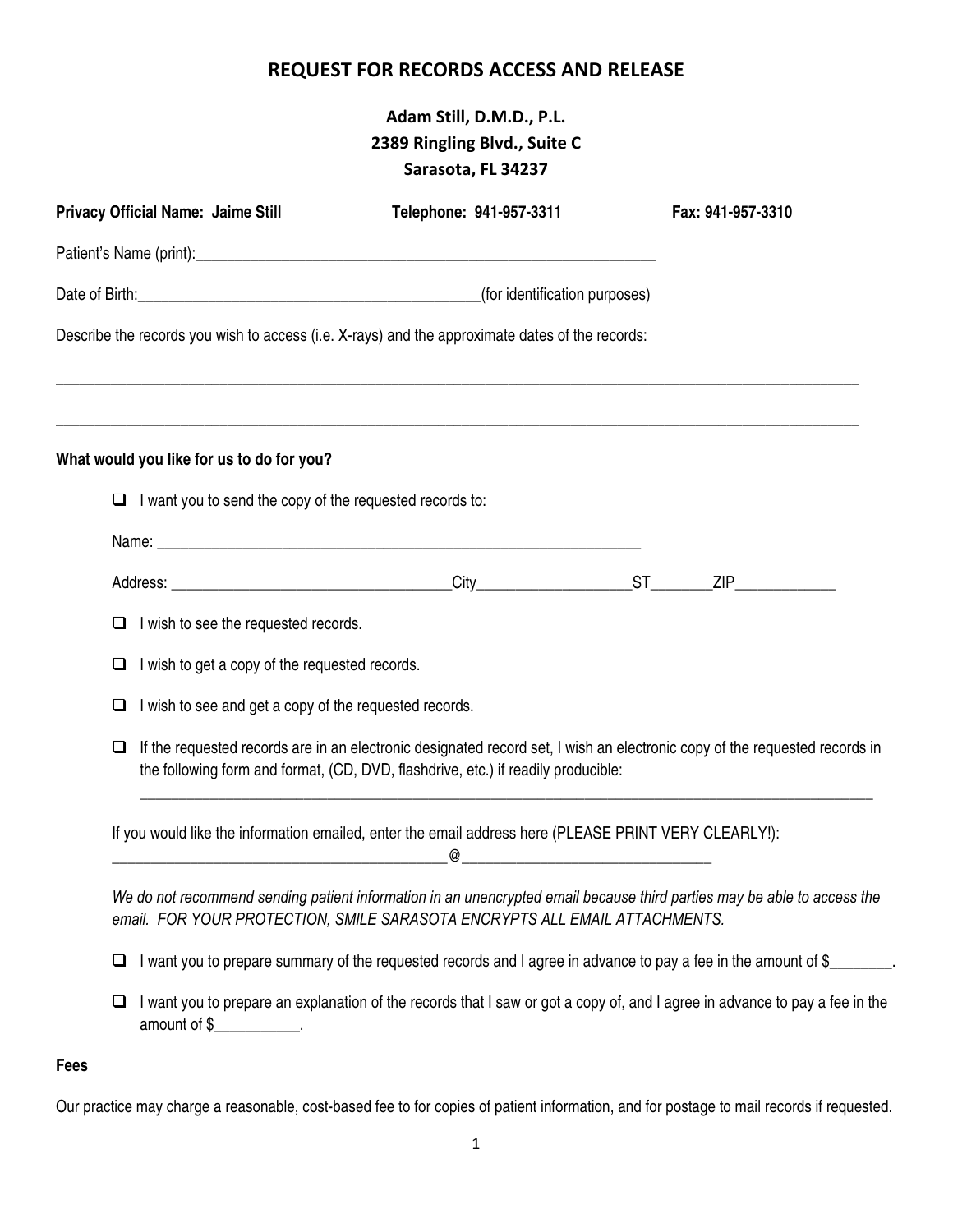# REQUEST FOR RECORDS ACCESS AND RELEASE

**Adam Still, D.M.D., P.L.**
**2389 Ringling Blvd., Suite C**
**Sarasota, FL 34237**

**Privacy Official Name: Jaime Still** **Telephone: 941-957-3311** **Fax: 941-957-3310**

Patient's Name (print):____________________________________________________________

Date of Birth:____________________________________________(for identification purposes)

Describe the records you wish to access (i.e. X-rays) and the approximate dates of the records:

______________________________________________________________________________________________

______________________________________________________________________________________________

**What would you like for us to do for you?**

- ☐ I want you to send the copy of the requested records to:

  Name: ______________________________________________________________

  Address: ___________________________________City____________________ST________ZIP_____________

- ☐ I wish to see the requested records.
- ☐ I wish to get a copy of the requested records.
- ☐ I wish to see and get a copy of the requested records.
- ☐ If the requested records are in an electronic designated record set, I wish an electronic copy of the requested records in the following form and format, (CD, DVD, flashdrive, etc.) if readily producible:

  ______________________________________________________________________________________________

If you would like the information emailed, enter the email address here (PLEASE PRINT VERY CLEARLY!):
____________________________________________@________________________________

*We do not recommend sending patient information in an unencrypted email because third parties may be able to access the email. FOR YOUR PROTECTION, SMILE SARASOTA ENCRYPTS ALL EMAIL ATTACHMENTS.*

- ☐ I want you to prepare summary of the requested records and I agree in advance to pay a fee in the amount of $________.
- ☐ I want you to prepare an explanation of the records that I saw or got a copy of, and I agree in advance to pay a fee in the amount of $___________.

**Fees**

Our practice may charge a reasonable, cost-based fee to for copies of patient information, and for postage to mail records if requested.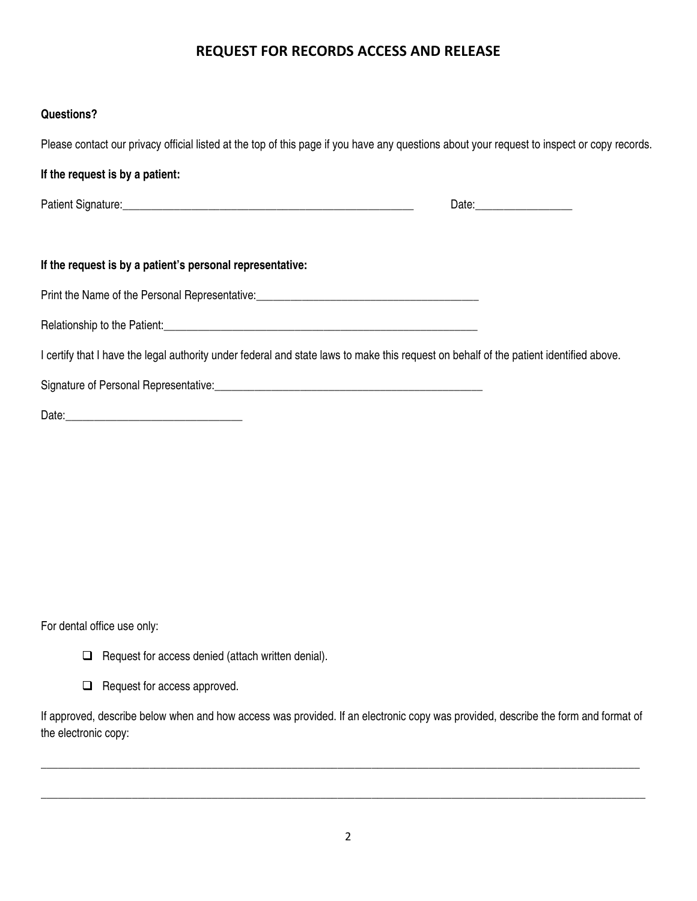## REQUEST FOR RECORDS ACCESS AND RELEASE

**Questions?**

Please contact our privacy official listed at the top of this page if you have any questions about your request to inspect or copy records.

**If the request is by a patient:**

Patient Signature:_____________________________________________________ Date:_________________

**If the request is by a patient's personal representative:**

Print the Name of the Personal Representative:_______________________________________

Relationship to the Patient:_________________________________________________________

I certify that I have the legal authority under federal and state laws to make this request on behalf of the patient identified above.

Signature of Personal Representative:_________________________________________________

Date:_______________________________

For dental office use only:

- ❑ Request for access denied (attach written denial).
- ❑ Request for access approved.

If approved, describe below when and how access was provided. If an electronic copy was provided, describe the form and format of the electronic copy:

_______________________________________________________________________________________________________________

_______________________________________________________________________________________________________________